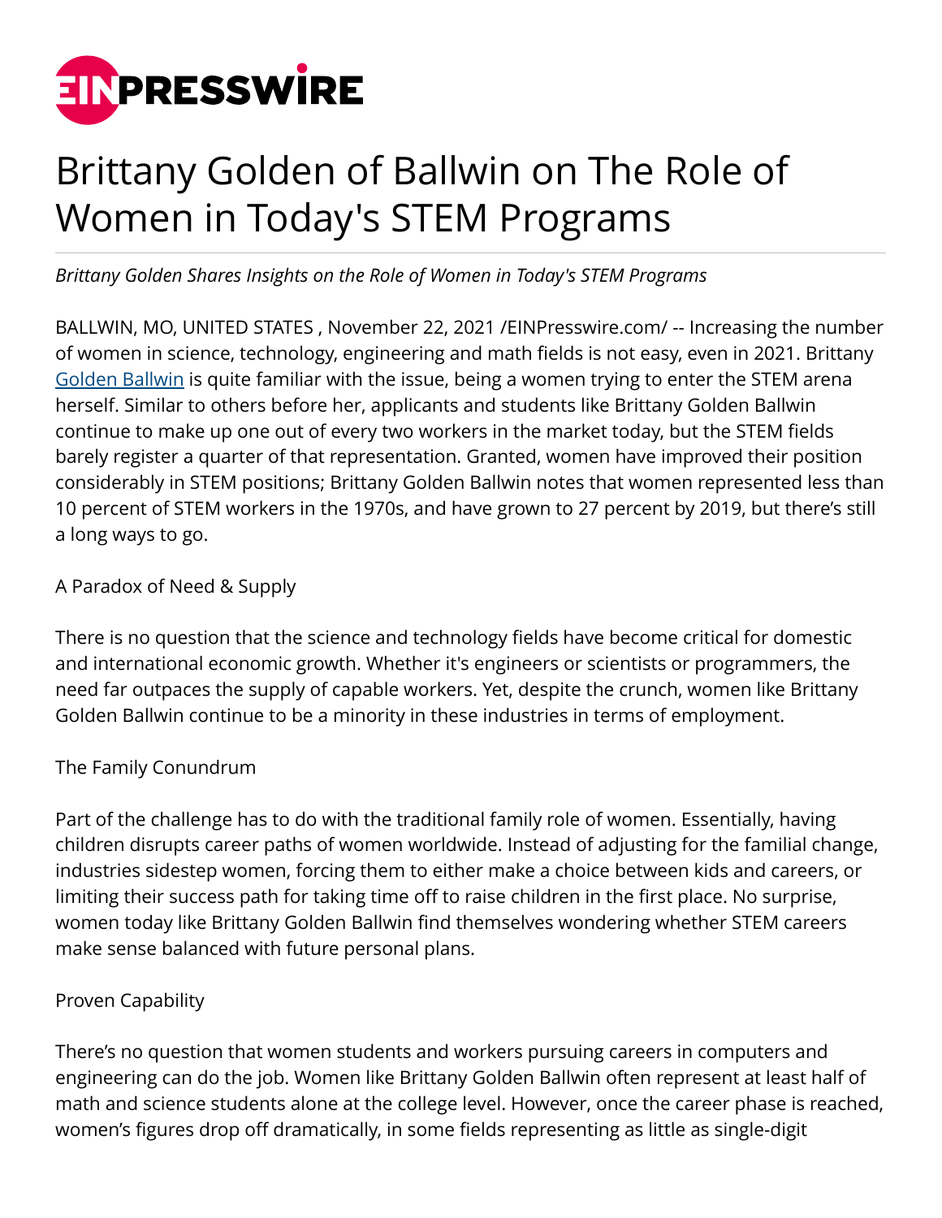# Brittany Golden of Ballwin on The Role of Women in Today's STEM Programs

*Brittany Golden Shares Insights on the Role of Women in Today's STEM Programs*

BALLWIN, MO, UNITED STATES , November 22, 2021 /EINPresswire.com/ -- Increasing the number of women in science, technology, engineering and math fields is not easy, even in 2021. Brittany Golden Ballwin is quite familiar with the issue, being a women trying to enter the STEM arena herself. Similar to others before her, applicants and students like Brittany Golden Ballwin continue to make up one out of every two workers in the market today, but the STEM fields barely register a quarter of that representation. Granted, women have improved their position considerably in STEM positions; Brittany Golden Ballwin notes that women represented less than 10 percent of STEM workers in the 1970s, and have grown to 27 percent by 2019, but there's still a long ways to go.

A Paradox of Need & Supply

There is no question that the science and technology fields have become critical for domestic and international economic growth. Whether it's engineers or scientists or programmers, the need far outpaces the supply of capable workers. Yet, despite the crunch, women like Brittany Golden Ballwin continue to be a minority in these industries in terms of employment.

The Family Conundrum

Part of the challenge has to do with the traditional family role of women. Essentially, having children disrupts career paths of women worldwide. Instead of adjusting for the familial change, industries sidestep women, forcing them to either make a choice between kids and careers, or limiting their success path for taking time off to raise children in the first place. No surprise, women today like Brittany Golden Ballwin find themselves wondering whether STEM careers make sense balanced with future personal plans.

Proven Capability

There's no question that women students and workers pursuing careers in computers and engineering can do the job. Women like Brittany Golden Ballwin often represent at least half of math and science students alone at the college level. However, once the career phase is reached, women's figures drop off dramatically, in some fields representing as little as single-digit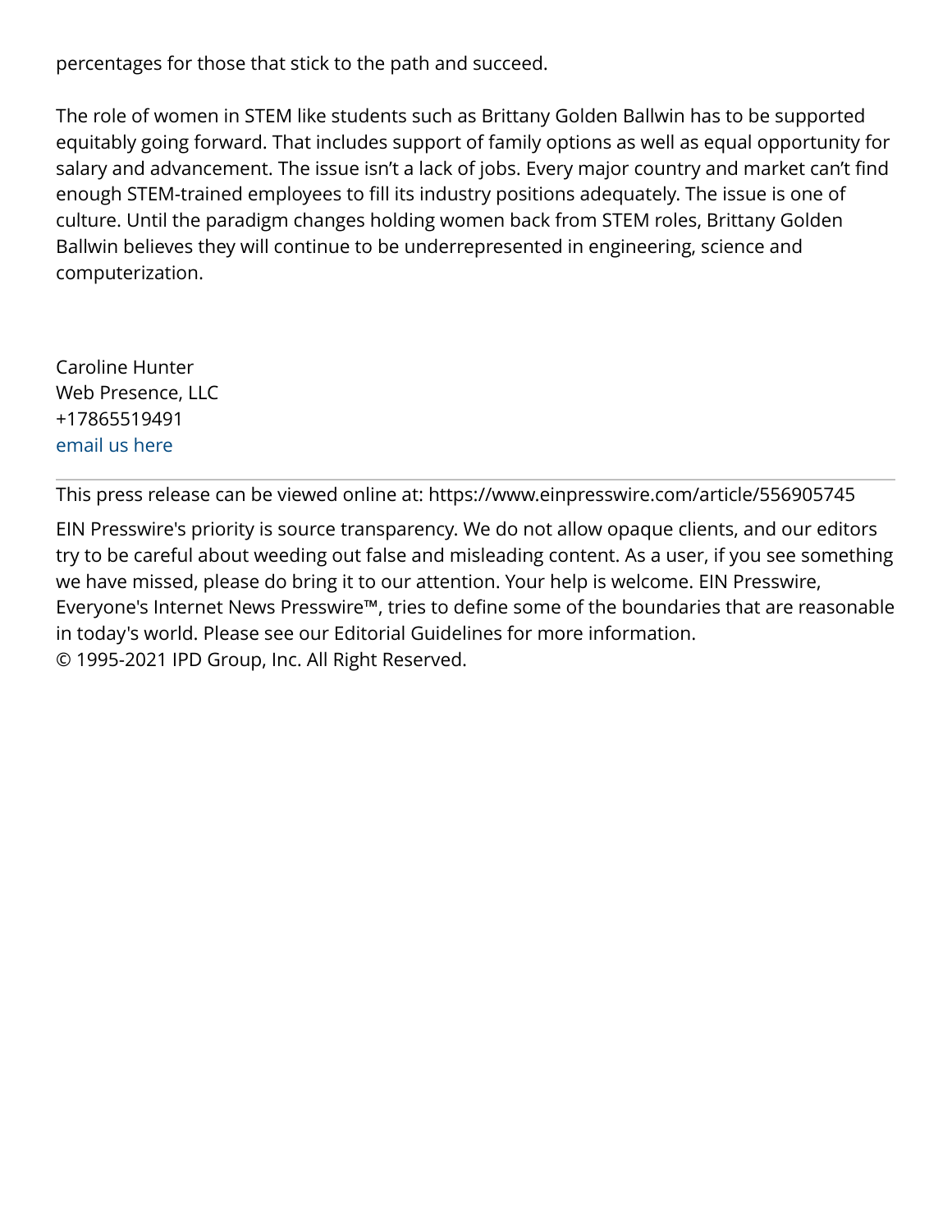percentages for those that stick to the path and succeed.

The role of women in STEM like students such as Brittany Golden Ballwin has to be supported equitably going forward. That includes support of family options as well as equal opportunity for salary and advancement. The issue isn't a lack of jobs. Every major country and market can't find enough STEM-trained employees to fill its industry positions adequately. The issue is one of culture. Until the paradigm changes holding women back from STEM roles, Brittany Golden Ballwin believes they will continue to be underrepresented in engineering, science and computerization.

Caroline Hunter
Web Presence, LLC
+17865519491
email us here

---

This press release can be viewed online at: https://www.einpresswire.com/article/556905745

EIN Presswire's priority is source transparency. We do not allow opaque clients, and our editors try to be careful about weeding out false and misleading content. As a user, if you see something we have missed, please do bring it to our attention. Your help is welcome. EIN Presswire, Everyone's Internet News Presswire™, tries to define some of the boundaries that are reasonable in today's world. Please see our Editorial Guidelines for more information.
© 1995-2021 IPD Group, Inc. All Right Reserved.